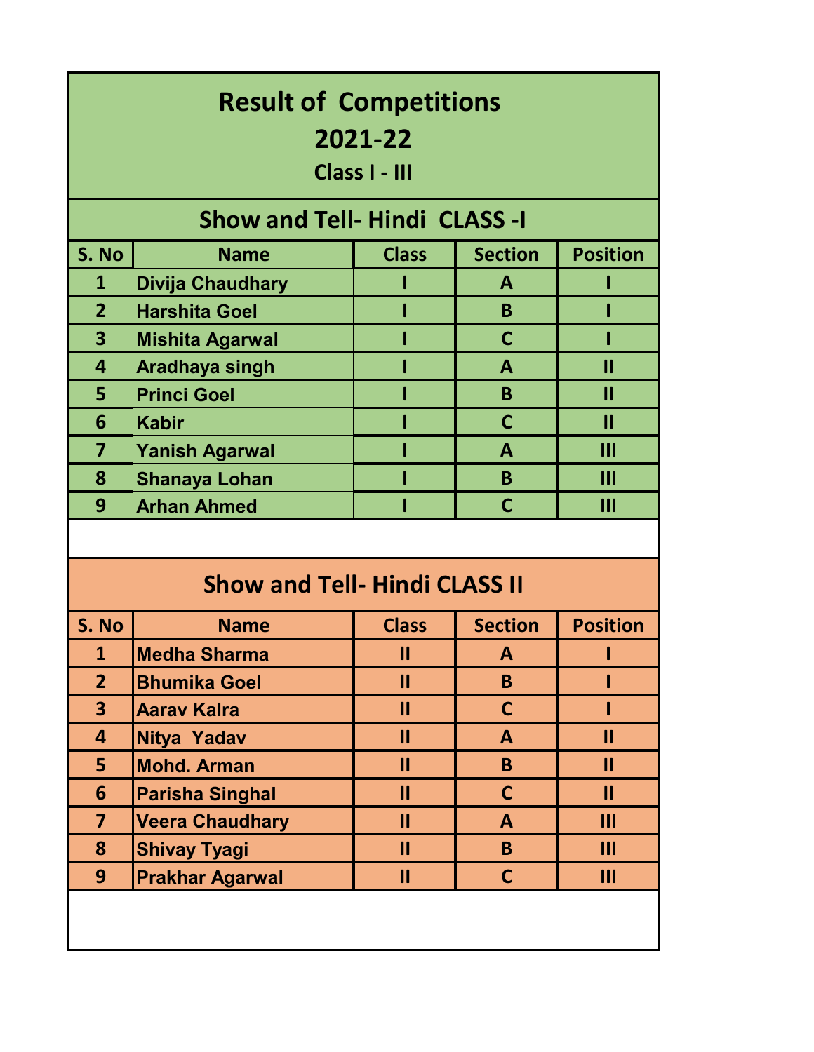# Result of Competitions
## 2021-22
### Class I - III

## Show and Tell- Hindi CLASS -I

| S. No | Name | Class | Section | Position |
|---|---|---|---|---|
| 1 | Divija Chaudhary | I | A | I |
| 2 | Harshita Goel | I | B | I |
| 3 | Mishita Agarwal | I | C | I |
| 4 | Aradhaya singh | I | A | II |
| 5 | Princi Goel | I | B | II |
| 6 | Kabir | I | C | II |
| 7 | Yanish Agarwal | I | A | III |
| 8 | Shanaya Lohan | I | B | III |
| 9 | Arhan Ahmed | I | C | III |

## Show and Tell- Hindi CLASS II

| S. No | Name | Class | Section | Position |
|---|---|---|---|---|
| 1 | Medha Sharma | II | A | I |
| 2 | Bhumika Goel | II | B | I |
| 3 | Aarav Kalra | II | C | I |
| 4 | Nitya Yadav | II | A | II |
| 5 | Mohd. Arman | II | B | II |
| 6 | Parisha Singhal | II | C | II |
| 7 | Veera Chaudhary | II | A | III |
| 8 | Shivay Tyagi | II | B | III |
| 9 | Prakhar Agarwal | II | C | III |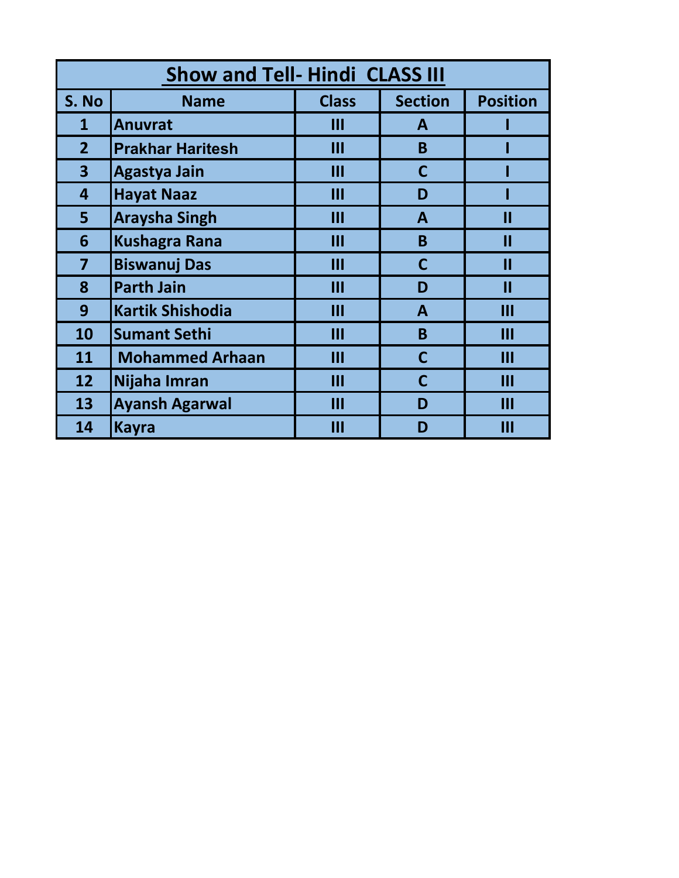| Show and Tell- Hindi CLASS III | | | | |
|---|---|---|---|---|
| S. No | Name | Class | Section | Position |
| 1 | Anuvrat | III | A | I |
| 2 | Prakhar Haritesh | III | B | I |
| 3 | Agastya Jain | III | C | I |
| 4 | Hayat Naaz | III | D | I |
| 5 | Araysha Singh | III | A | II |
| 6 | Kushagra Rana | III | B | II |
| 7 | Biswanuj Das | III | C | II |
| 8 | Parth Jain | III | D | II |
| 9 | Kartik Shishodia | III | A | III |
| 10 | Sumant Sethi | III | B | III |
| 11 | Mohammed Arhaan | III | C | III |
| 12 | Nijaha Imran | III | C | III |
| 13 | Ayansh Agarwal | III | D | III |
| 14 | Kayra | III | D | III |